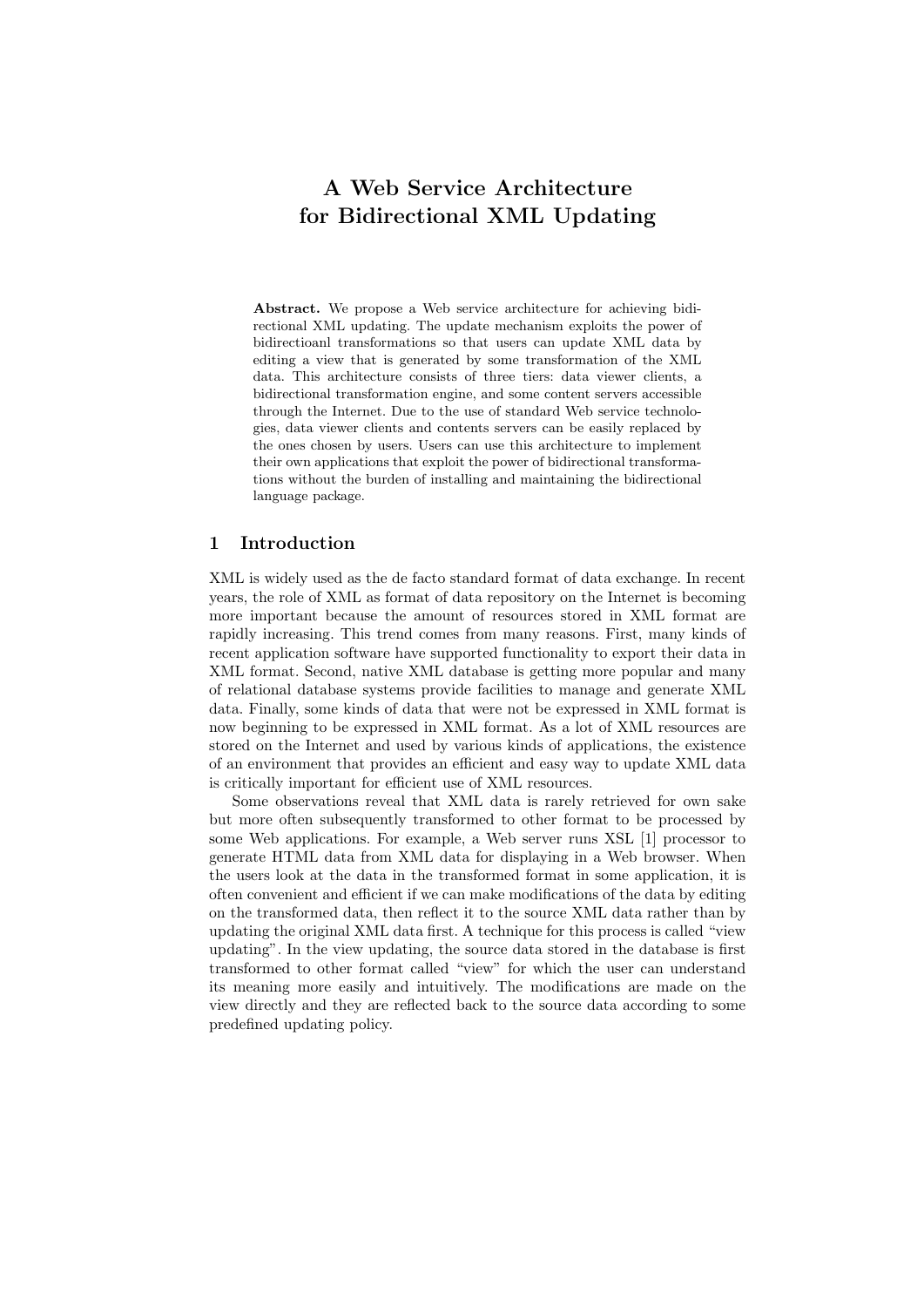# A Web Service Architecture for Bidirectional XML Updating

**Abstract.** We propose a Web service architecture for achieving bidirectional XML updating. The update mechanism exploits the power of bidirectioanl transformations so that users can update XML data by editing a view that is generated by some transformation of the XML data. This architecture consists of three tiers: data viewer clients, a bidirectional transformation engine, and some content servers accessible through the Internet. Due to the use of standard Web service technologies, data viewer clients and contents servers can be easily replaced by the ones chosen by users. Users can use this architecture to implement their own applications that exploit the power of bidirectional transformations without the burden of installing and maintaining the bidirectional language package.

## 1 Introduction

XML is widely used as the de facto standard format of data exchange. In recent years, the role of XML as format of data repository on the Internet is becoming more important because the amount of resources stored in XML format are rapidly increasing. This trend comes from many reasons. First, many kinds of recent application software have supported functionality to export their data in XML format. Second, native XML database is getting more popular and many of relational database systems provide facilities to manage and generate XML data. Finally, some kinds of data that were not be expressed in XML format is now beginning to be expressed in XML format. As a lot of XML resources are stored on the Internet and used by various kinds of applications, the existence of an environment that provides an efficient and easy way to update XML data is critically important for efficient use of XML resources.

Some observations reveal that XML data is rarely retrieved for own sake but more often subsequently transformed to other format to be processed by some Web applications. For example, a Web server runs XSL [1] processor to generate HTML data from XML data for displaying in a Web browser. When the users look at the data in the transformed format in some application, it is often convenient and efficient if we can make modifications of the data by editing on the transformed data, then reflect it to the source XML data rather than by updating the original XML data first. A technique for this process is called "view updating". In the view updating, the source data stored in the database is first transformed to other format called "view" for which the user can understand its meaning more easily and intuitively. The modifications are made on the view directly and they are reflected back to the source data according to some predefined updating policy.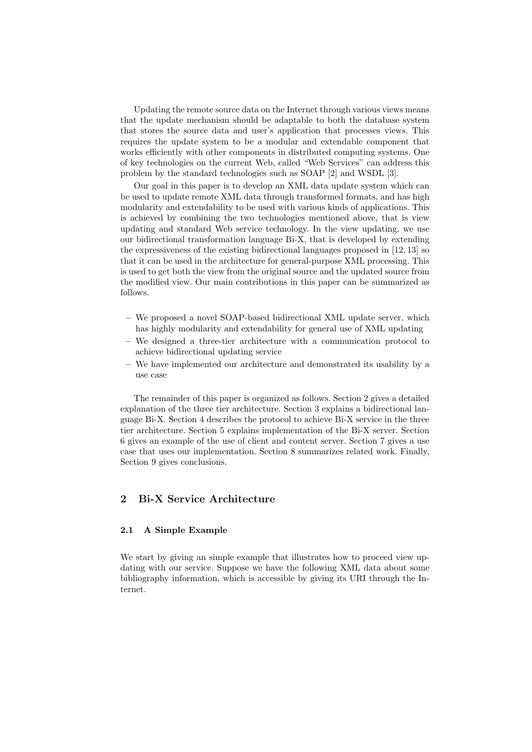Updating the remote source data on the Internet through various views means that the update mechanism should be adaptable to both the database system that stores the source data and user's application that processes views. This requires the update system to be a modular and extendable component that works efficiently with other components in distributed computing systems. One of key technologies on the current Web, called "Web Services" can address this problem by the standard technologies such as SOAP [2] and WSDL [3].

Our goal in this paper is to develop an XML data update system which can be used to update remote XML data through transformed formats, and has high modularity and extendability to be used with various kinds of applications. This is achieved by combining the two technologies mentioned above, that is view updating and standard Web service technology. In the view updating, we use our bidirectional transformation language Bi-X, that is developed by extending the expressiveness of the existing bidirectional languages proposed in [12, 13] so that it can be used in the architecture for general-purpose XML processing. This is used to get both the view from the original source and the updated source from the modified view. Our main contributions in this paper can be summarized as follows.

- We proposed a novel SOAP-based bidirectional XML update server, which has highly modularity and extendability for general use of XML updating
- We designed a three-tier architecture with a communication protocol to achieve bidirectional updating service
- We have implemented our architecture and demonstrated its usability by a use case

The remainder of this paper is organized as follows. Section 2 gives a detailed explanation of the three tier architecture. Section 3 explains a bidirectional language Bi-X. Section 4 describes the protocol to achieve Bi-X service in the three tier architecture. Section 5 explains implementation of the Bi-X server. Section 6 gives an example of the use of client and content server. Section 7 gives a use case that uses our implementation. Section 8 summarizes related work. Finally, Section 9 gives conclusions.

## 2 Bi-X Service Architecture

### 2.1 A Simple Example

We start by giving an simple example that illustrates how to proceed view updating with our service. Suppose we have the following XML data about some bibliography information, which is accessible by giving its URI through the Internet.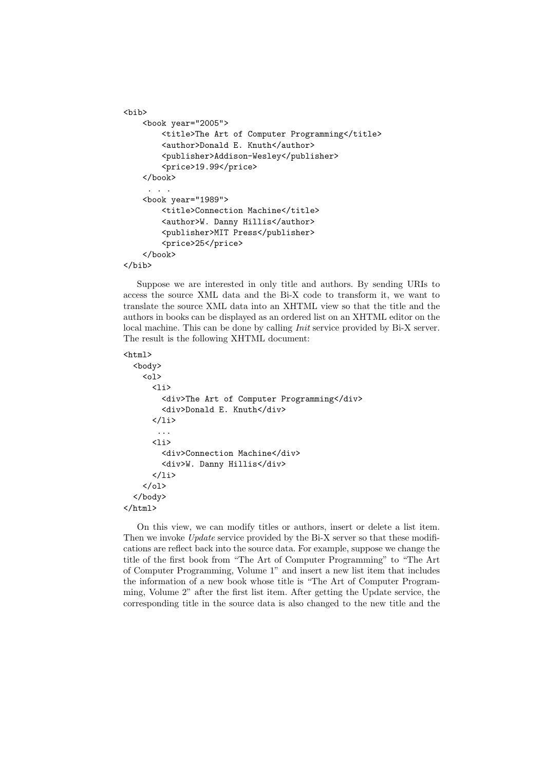```
<bib>
    <book year="2005">
        <title>The Art of Computer Programming</title>
        <author>Donald E. Knuth</author>
        <publisher>Addison-Wesley</publisher>
        <price>19.99</price>
    </book>
     . . .
    <book year="1989">
        <title>Connection Machine</title>
        <author>W. Danny Hillis</author>
        <publisher>MIT Press</publisher>
        <price>25</price>
    </book>
</bib>
```

Suppose we are interested in only title and authors. By sending URIs to access the source XML data and the Bi-X code to transform it, we want to translate the source XML data into an XHTML view so that the title and the authors in books can be displayed as an ordered list on an XHTML editor on the local machine. This can be done by calling *Init* service provided by Bi-X server. The result is the following XHTML document:

```
<html>
  <body>
    <ol>
      <li>
        <div>The Art of Computer Programming</div>
        <div>Donald E. Knuth</div>
      </li>
       ...
      <li>
        <div>Connection Machine</div>
        <div>W. Danny Hillis</div>
      </li>
    </ol>
  </body>
</html>
```

On this view, we can modify titles or authors, insert or delete a list item. Then we invoke *Update* service provided by the Bi-X server so that these modifications are reflect back into the source data. For example, suppose we change the title of the first book from "The Art of Computer Programming" to "The Art of Computer Programming, Volume 1" and insert a new list item that includes the information of a new book whose title is "The Art of Computer Programming, Volume 2" after the first list item. After getting the Update service, the corresponding title in the source data is also changed to the new title and the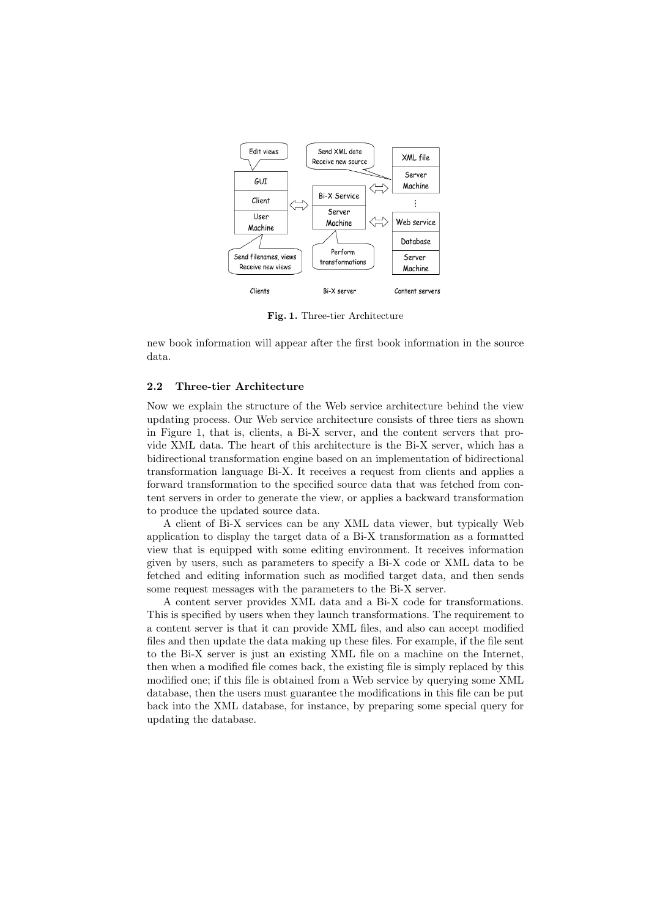Fig. 1. Three-tier Architecture

new book information will appear after the first book information in the source data.

### 2.2 Three-tier Architecture

Now we explain the structure of the Web service architecture behind the view updating process. Our Web service architecture consists of three tiers as shown in Figure 1, that is, clients, a Bi-X server, and the content servers that provide XML data. The heart of this architecture is the Bi-X server, which has a bidirectional transformation engine based on an implementation of bidirectional transformation language Bi-X. It receives a request from clients and applies a forward transformation to the specified source data that was fetched from content servers in order to generate the view, or applies a backward transformation to produce the updated source data.

A client of Bi-X services can be any XML data viewer, but typically Web application to display the target data of a Bi-X transformation as a formatted view that is equipped with some editing environment. It receives information given by users, such as parameters to specify a Bi-X code or XML data to be fetched and editing information such as modified target data, and then sends some request messages with the parameters to the Bi-X server.

A content server provides XML data and a Bi-X code for transformations. This is specified by users when they launch transformations. The requirement to a content server is that it can provide XML files, and also can accept modified files and then update the data making up these files. For example, if the file sent to the Bi-X server is just an existing XML file on a machine on the Internet, then when a modified file comes back, the existing file is simply replaced by this modified one; if this file is obtained from a Web service by querying some XML database, then the users must guarantee the modifications in this file can be put back into the XML database, for instance, by preparing some special query for updating the database.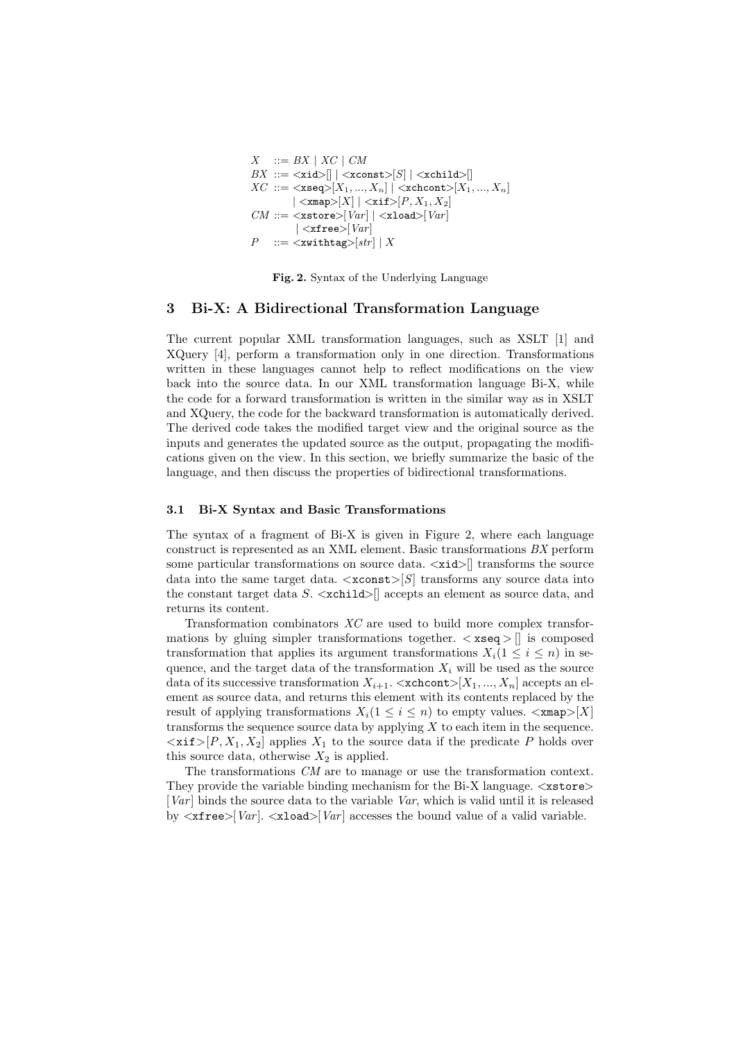$$
\begin{aligned}
X \;&::= BX \mid XC \mid CM \\
BX \;&::= \texttt{<xid>}[] \mid \texttt{<xconst>}[S] \mid \texttt{<xchild>}[] \\
XC \;&::= \texttt{<xseq>}[X_1, ..., X_n] \mid \texttt{<xchcont>}[X_1, ..., X_n] \\
&\quad\;\mid \texttt{<xmap>}[X] \mid \texttt{<xif>}[P, X_1, X_2] \\
CM \;&::= \texttt{<xstore>}[Var] \mid \texttt{<xload>}[Var] \\
&\quad\;\mid \texttt{<xfree>}[Var] \\
P \;&::= \texttt{<xwithtag>}[str] \mid X
\end{aligned}
$$

**Fig. 2.** Syntax of the Underlying Language

## 3 Bi-X: A Bidirectional Transformation Language

The current popular XML transformation languages, such as XSLT [1] and XQuery [4], perform a transformation only in one direction. Transformations written in these languages cannot help to reflect modifications on the view back into the source data. In our XML transformation language Bi-X, while the code for a forward transformation is written in the similar way as in XSLT and XQuery, the code for the backward transformation is automatically derived. The derived code takes the modified target view and the original source as the inputs and generates the updated source as the output, propagating the modifications given on the view. In this section, we briefly summarize the basic of the language, and then discuss the properties of bidirectional transformations.

### 3.1 Bi-X Syntax and Basic Transformations

The syntax of a fragment of Bi-X is given in Figure 2, where each language construct is represented as an XML element. Basic transformations *BX* perform some particular transformations on source data. `<xid>`[] transforms the source data into the same target data. `<xconst>`[$S$] transforms any source data into the constant target data $S$. `<xchild>`[] accepts an element as source data, and returns its content.

Transformation combinators *XC* are used to build more complex transformations by gluing simpler transformations together. `<xseq>`[] is composed transformation that applies its argument transformations $X_i (1 \leq i \leq n)$ in sequence, and the target data of the transformation $X_i$ will be used as the source data of its successive transformation $X_{i+1}$. `<xchcont>`[$X_1, ..., X_n$] accepts an element as source data, and returns this element with its contents replaced by the result of applying transformations $X_i (1 \leq i \leq n)$ to empty values. `<xmap>`[$X$] transforms the sequence source data by applying $X$ to each item in the sequence. `<xif>`[$P, X_1, X_2$] applies $X_1$ to the source data if the predicate $P$ holds over this source data, otherwise $X_2$ is applied.

The transformations *CM* are to manage or use the transformation context. They provide the variable binding mechanism for the Bi-X language. `<xstore>`[$Var$] binds the source data to the variable $Var$, which is valid until it is released by `<xfree>`[$Var$]. `<xload>`[$Var$] accesses the bound value of a valid variable.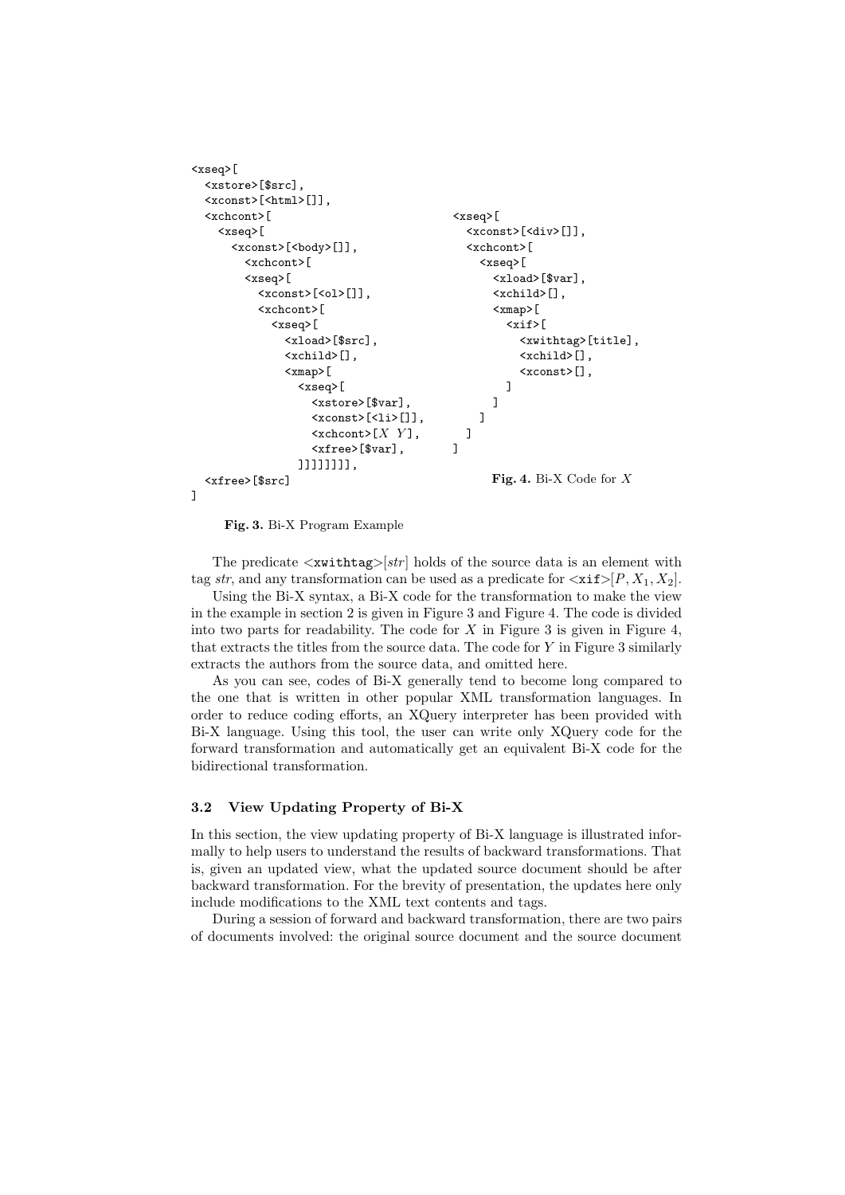```
<xseq>[
  <xstore>[$src],
  <xconst>[<html>[]],
  <xchcont>[
    <xseq>[
      <xconst>[<body>[]],
        <xchcont>[
        <xseq>[
          <xconst>[<ol>[]],
          <xchcont>[
            <xseq>[
              <xload>[$src],
              <xchild>[],
              <xmap>[
                <xseq>[
                  <xstore>[$var],
                  <xconst>[<li>[]],
                  <xchcont>[X Y],
                  <xfree>[$var],
                ]]]]]]]],
  <xfree>[$src]
]
```

**Fig. 3.** Bi-X Program Example

```
<xseq>[
  <xconst>[<div>[]],
  <xchcont>[
    <xseq>[
      <xload>[$var],
      <xchild>[],
      <xmap>[
        <xif>[
          <xwithtag>[title],
          <xchild>[],
          <xconst>[],
        ]
      ]
    ]
  ]
]
```

**Fig. 4.** Bi-X Code for $X$

The predicate <`xwithtag`>[*str*] holds of the source data is an element with tag *str*, and any transformation can be used as a predicate for <`xif`>$[P, X_1, X_2]$.

Using the Bi-X syntax, a Bi-X code for the transformation to make the view in the example in section 2 is given in Figure 3 and Figure 4. The code is divided into two parts for readability. The code for $X$ in Figure 3 is given in Figure 4, that extracts the titles from the source data. The code for $Y$ in Figure 3 similarly extracts the authors from the source data, and omitted here.

As you can see, codes of Bi-X generally tend to become long compared to the one that is written in other popular XML transformation languages. In order to reduce coding efforts, an XQuery interpreter has been provided with Bi-X language. Using this tool, the user can write only XQuery code for the forward transformation and automatically get an equivalent Bi-X code for the bidirectional transformation.

### 3.2 View Updating Property of Bi-X

In this section, the view updating property of Bi-X language is illustrated informally to help users to understand the results of backward transformations. That is, given an updated view, what the updated source document should be after backward transformation. For the brevity of presentation, the updates here only include modifications to the XML text contents and tags.

During a session of forward and backward transformation, there are two pairs of documents involved: the original source document and the source document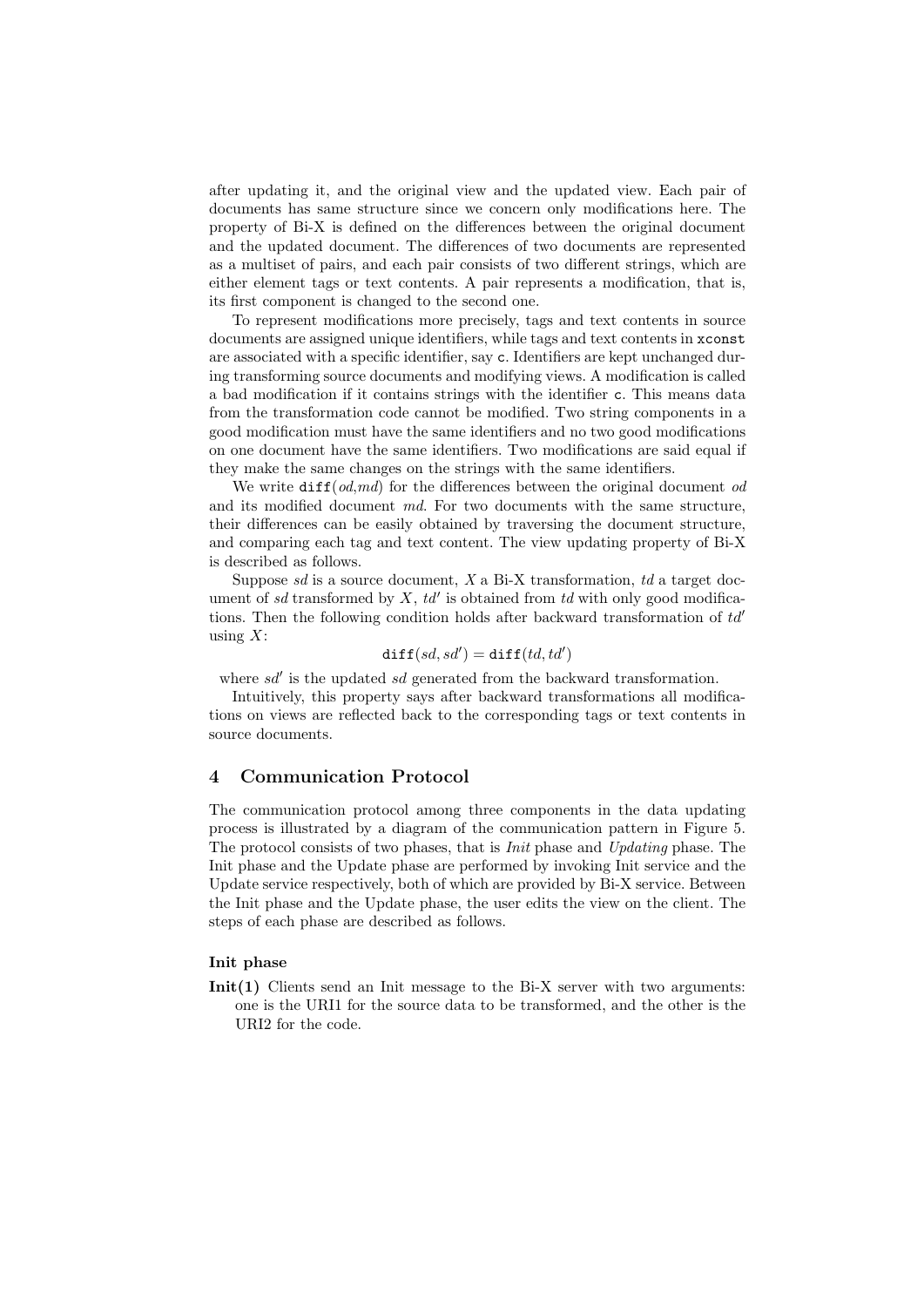after updating it, and the original view and the updated view. Each pair of documents has same structure since we concern only modifications here. The property of Bi-X is defined on the differences between the original document and the updated document. The differences of two documents are represented as a multiset of pairs, and each pair consists of two different strings, which are either element tags or text contents. A pair represents a modification, that is, its first component is changed to the second one.

To represent modifications more precisely, tags and text contents in source documents are assigned unique identifiers, while tags and text contents in `xconst` are associated with a specific identifier, say `c`. Identifiers are kept unchanged during transforming source documents and modifying views. A modification is called a bad modification if it contains strings with the identifier `c`. This means data from the transformation code cannot be modified. Two string components in a good modification must have the same identifiers and no two good modifications on one document have the same identifiers. Two modifications are said equal if they make the same changes on the strings with the same identifiers.

We write `diff`(*od*,*md*) for the differences between the original document *od* and its modified document *md*. For two documents with the same structure, their differences can be easily obtained by traversing the document structure, and comparing each tag and text content. The view updating property of Bi-X is described as follows.

Suppose *sd* is a source document, $X$ a Bi-X transformation, *td* a target document of *sd* transformed by $X$, $td'$ is obtained from *td* with only good modifications. Then the following condition holds after backward transformation of $td'$ using $X$:

$$\texttt{diff}(sd, sd') = \texttt{diff}(td, td')$$

where $sd'$ is the updated *sd* generated from the backward transformation.

Intuitively, this property says after backward transformations all modifications on views are reflected back to the corresponding tags or text contents in source documents.

## 4 Communication Protocol

The communication protocol among three components in the data updating process is illustrated by a diagram of the communication pattern in Figure 5. The protocol consists of two phases, that is *Init* phase and *Updating* phase. The Init phase and the Update phase are performed by invoking Init service and the Update service respectively, both of which are provided by Bi-X service. Between the Init phase and the Update phase, the user edits the view on the client. The steps of each phase are described as follows.

#### Init phase

**Init(1)** Clients send an Init message to the Bi-X server with two arguments: one is the URI1 for the source data to be transformed, and the other is the URI2 for the code.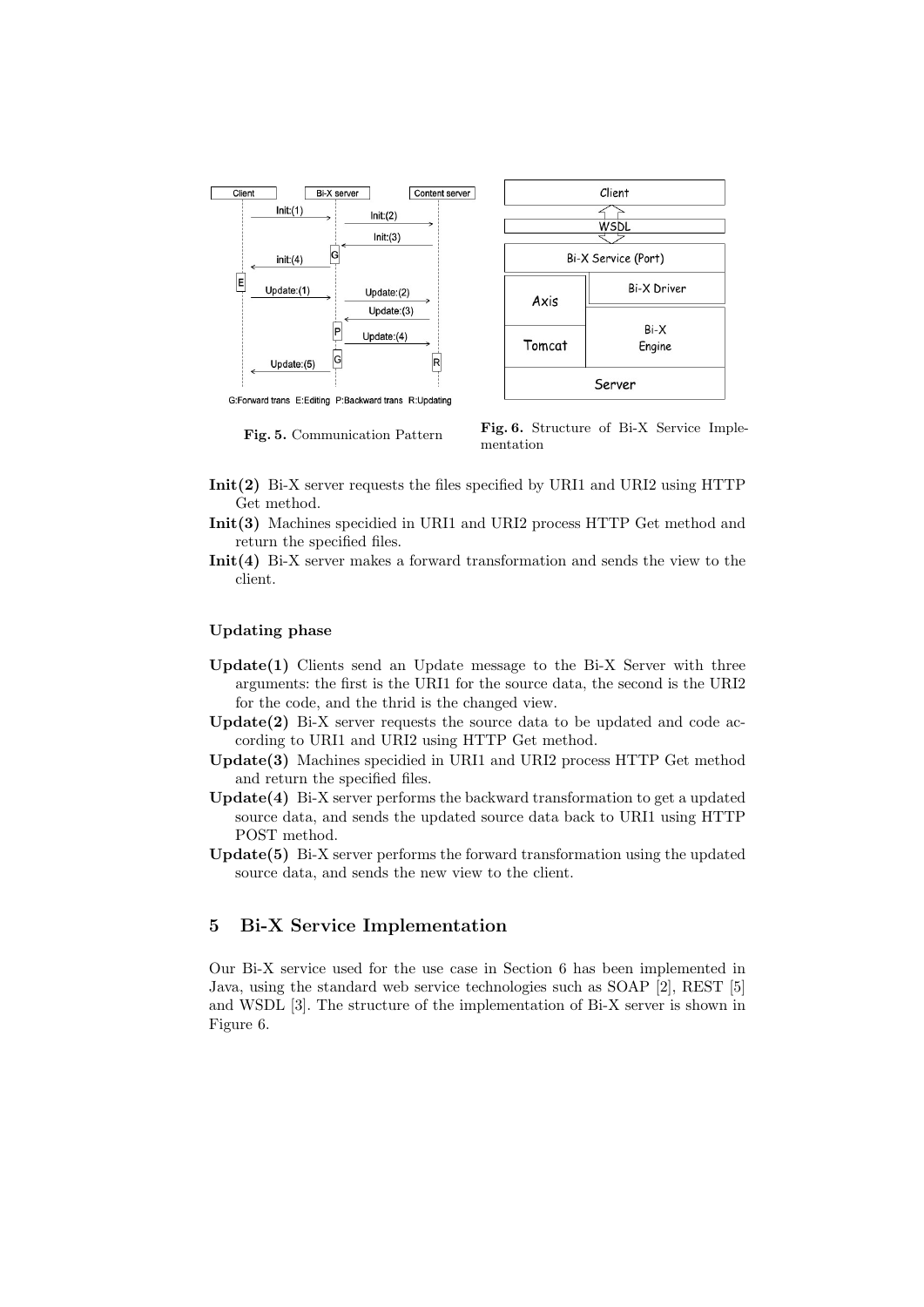Fig. 5. Communication Pattern

Fig. 6. Structure of Bi-X Service Implementation

**Init(2)** Bi-X server requests the files specified by URI1 and URI2 using HTTP Get method.

**Init(3)** Machines specidied in URI1 and URI2 process HTTP Get method and return the specified files.

**Init(4)** Bi-X server makes a forward transformation and sends the view to the client.

**Updating phase**

**Update(1)** Clients send an Update message to the Bi-X Server with three arguments: the first is the URI1 for the source data, the second is the URI2 for the code, and the thrid is the changed view.

**Update(2)** Bi-X server requests the source data to be updated and code according to URI1 and URI2 using HTTP Get method.

**Update(3)** Machines specidied in URI1 and URI2 process HTTP Get method and return the specified files.

**Update(4)** Bi-X server performs the backward transformation to get a updated source data, and sends the updated source data back to URI1 using HTTP POST method.

**Update(5)** Bi-X server performs the forward transformation using the updated source data, and sends the new view to the client.

## 5 Bi-X Service Implementation

Our Bi-X service used for the use case in Section 6 has been implemented in Java, using the standard web service technologies such as SOAP [2], REST [5] and WSDL [3]. The structure of the implementation of Bi-X server is shown in Figure 6.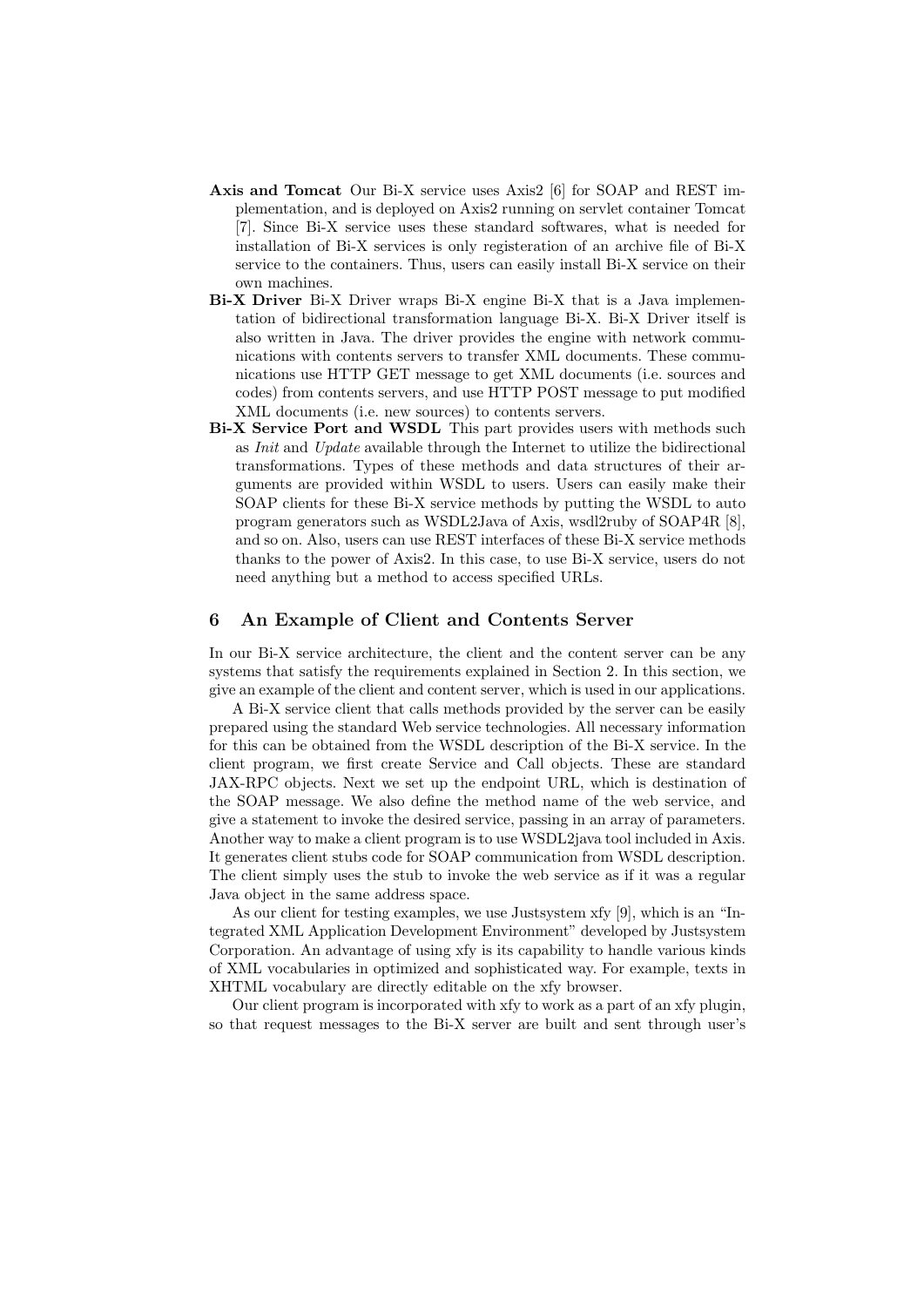**Axis and Tomcat** Our Bi-X service uses Axis2 [6] for SOAP and REST implementation, and is deployed on Axis2 running on servlet container Tomcat [7]. Since Bi-X service uses these standard softwares, what is needed for installation of Bi-X services is only registeration of an archive file of Bi-X service to the containers. Thus, users can easily install Bi-X service on their own machines.

**Bi-X Driver** Bi-X Driver wraps Bi-X engine Bi-X that is a Java implementation of bidirectional transformation language Bi-X. Bi-X Driver itself is also written in Java. The driver provides the engine with network communications with contents servers to transfer XML documents. These communications use HTTP GET message to get XML documents (i.e. sources and codes) from contents servers, and use HTTP POST message to put modified XML documents (i.e. new sources) to contents servers.

**Bi-X Service Port and WSDL** This part provides users with methods such as *Init* and *Update* available through the Internet to utilize the bidirectional transformations. Types of these methods and data structures of their arguments are provided within WSDL to users. Users can easily make their SOAP clients for these Bi-X service methods by putting the WSDL to auto program generators such as WSDL2Java of Axis, wsdl2ruby of SOAP4R [8], and so on. Also, users can use REST interfaces of these Bi-X service methods thanks to the power of Axis2. In this case, to use Bi-X service, users do not need anything but a method to access specified URLs.

## 6 An Example of Client and Contents Server

In our Bi-X service architecture, the client and the content server can be any systems that satisfy the requirements explained in Section 2. In this section, we give an example of the client and content server, which is used in our applications.

A Bi-X service client that calls methods provided by the server can be easily prepared using the standard Web service technologies. All necessary information for this can be obtained from the WSDL description of the Bi-X service. In the client program, we first create Service and Call objects. These are standard JAX-RPC objects. Next we set up the endpoint URL, which is destination of the SOAP message. We also define the method name of the web service, and give a statement to invoke the desired service, passing in an array of parameters. Another way to make a client program is to use WSDL2java tool included in Axis. It generates client stubs code for SOAP communication from WSDL description. The client simply uses the stub to invoke the web service as if it was a regular Java object in the same address space.

As our client for testing examples, we use Justsystem xfy [9], which is an "Integrated XML Application Development Environment" developed by Justsystem Corporation. An advantage of using xfy is its capability to handle various kinds of XML vocabularies in optimized and sophisticated way. For example, texts in XHTML vocabulary are directly editable on the xfy browser.

Our client program is incorporated with xfy to work as a part of an xfy plugin, so that request messages to the Bi-X server are built and sent through user's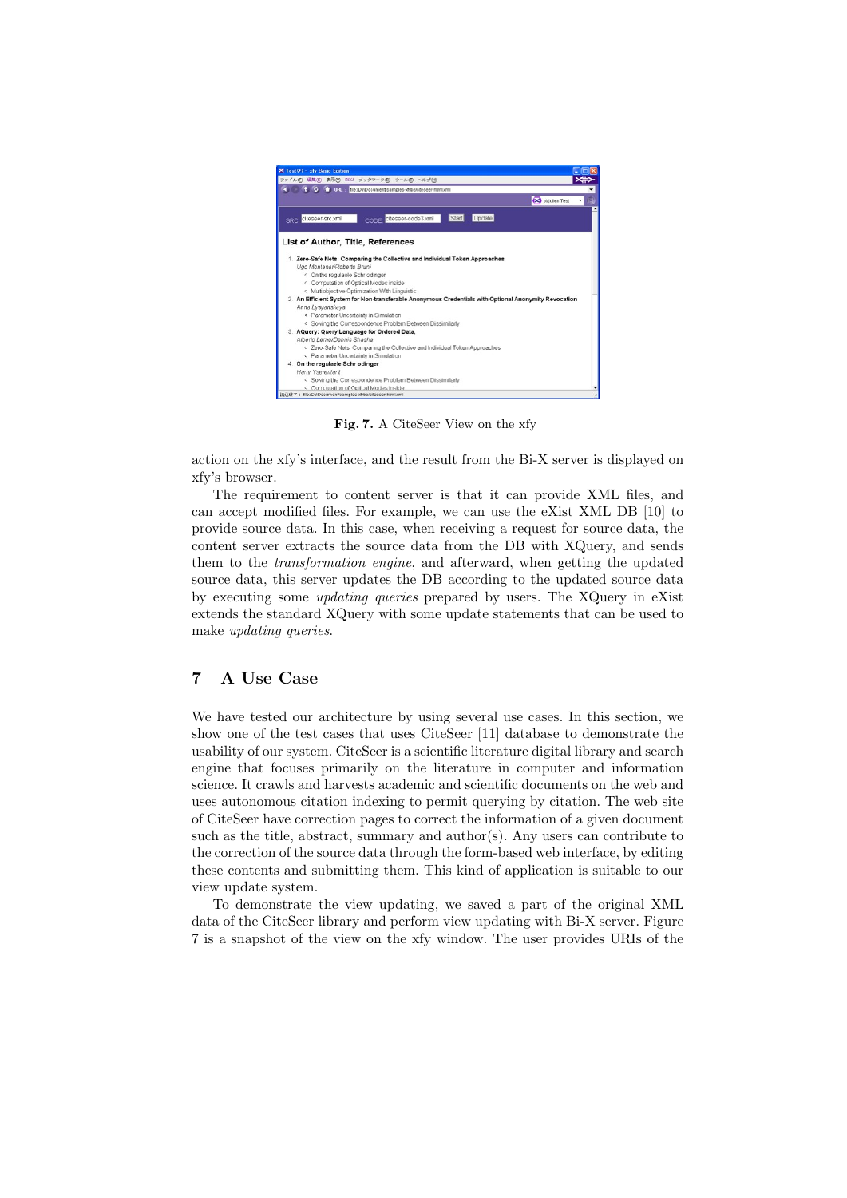**Fig. 7.** A CiteSeer View on the xfy

action on the xfy's interface, and the result from the Bi-X server is displayed on xfy's browser.

The requirement to content server is that it can provide XML files, and can accept modified files. For example, we can use the eXist XML DB [10] to provide source data. In this case, when receiving a request for source data, the content server extracts the source data from the DB with XQuery, and sends them to the *transformation engine*, and afterward, when getting the updated source data, this server updates the DB according to the updated source data by executing some *updating queries* prepared by users. The XQuery in eXist extends the standard XQuery with some update statements that can be used to make *updating queries*.

## 7 A Use Case

We have tested our architecture by using several use cases. In this section, we show one of the test cases that uses CiteSeer [11] database to demonstrate the usability of our system. CiteSeer is a scientific literature digital library and search engine that focuses primarily on the literature in computer and information science. It crawls and harvests academic and scientific documents on the web and uses autonomous citation indexing to permit querying by citation. The web site of CiteSeer have correction pages to correct the information of a given document such as the title, abstract, summary and author(s). Any users can contribute to the correction of the source data through the form-based web interface, by editing these contents and submitting them. This kind of application is suitable to our view update system.

To demonstrate the view updating, we saved a part of the original XML data of the CiteSeer library and perform view updating with Bi-X server. Figure 7 is a snapshot of the view on the xfy window. The user provides URIs of the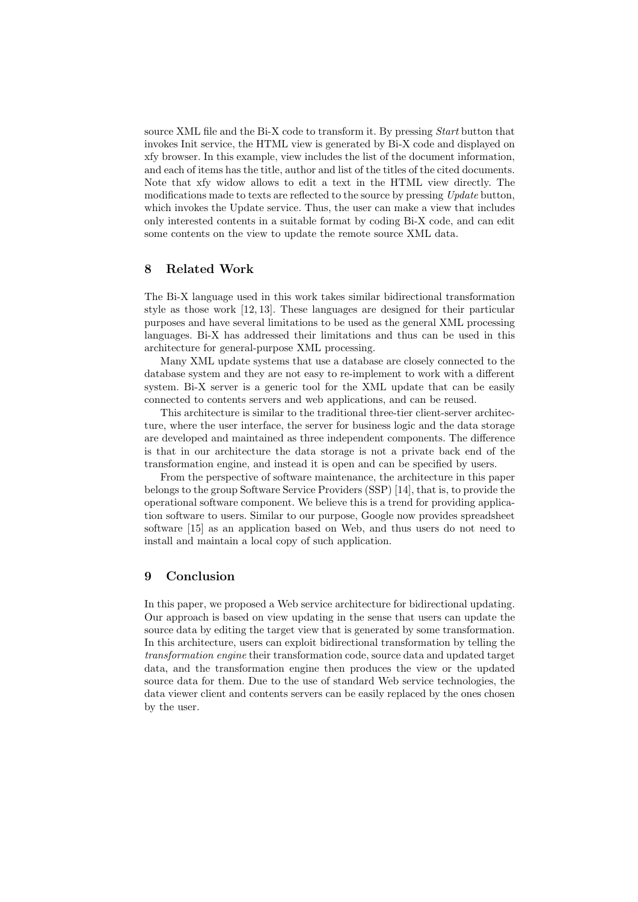source XML file and the Bi-X code to transform it. By pressing *Start* button that invokes Init service, the HTML view is generated by Bi-X code and displayed on xfy browser. In this example, view includes the list of the document information, and each of items has the title, author and list of the titles of the cited documents. Note that xfy widow allows to edit a text in the HTML view directly. The modifications made to texts are reflected to the source by pressing *Update* button, which invokes the Update service. Thus, the user can make a view that includes only interested contents in a suitable format by coding Bi-X code, and can edit some contents on the view to update the remote source XML data.

## 8 Related Work

The Bi-X language used in this work takes similar bidirectional transformation style as those work [12, 13]. These languages are designed for their particular purposes and have several limitations to be used as the general XML processing languages. Bi-X has addressed their limitations and thus can be used in this architecture for general-purpose XML processing.

Many XML update systems that use a database are closely connected to the database system and they are not easy to re-implement to work with a different system. Bi-X server is a generic tool for the XML update that can be easily connected to contents servers and web applications, and can be reused.

This architecture is similar to the traditional three-tier client-server architecture, where the user interface, the server for business logic and the data storage are developed and maintained as three independent components. The difference is that in our architecture the data storage is not a private back end of the transformation engine, and instead it is open and can be specified by users.

From the perspective of software maintenance, the architecture in this paper belongs to the group Software Service Providers (SSP) [14], that is, to provide the operational software component. We believe this is a trend for providing application software to users. Similar to our purpose, Google now provides spreadsheet software [15] as an application based on Web, and thus users do not need to install and maintain a local copy of such application.

## 9 Conclusion

In this paper, we proposed a Web service architecture for bidirectional updating. Our approach is based on view updating in the sense that users can update the source data by editing the target view that is generated by some transformation. In this architecture, users can exploit bidirectional transformation by telling the *transformation engine* their transformation code, source data and updated target data, and the transformation engine then produces the view or the updated source data for them. Due to the use of standard Web service technologies, the data viewer client and contents servers can be easily replaced by the ones chosen by the user.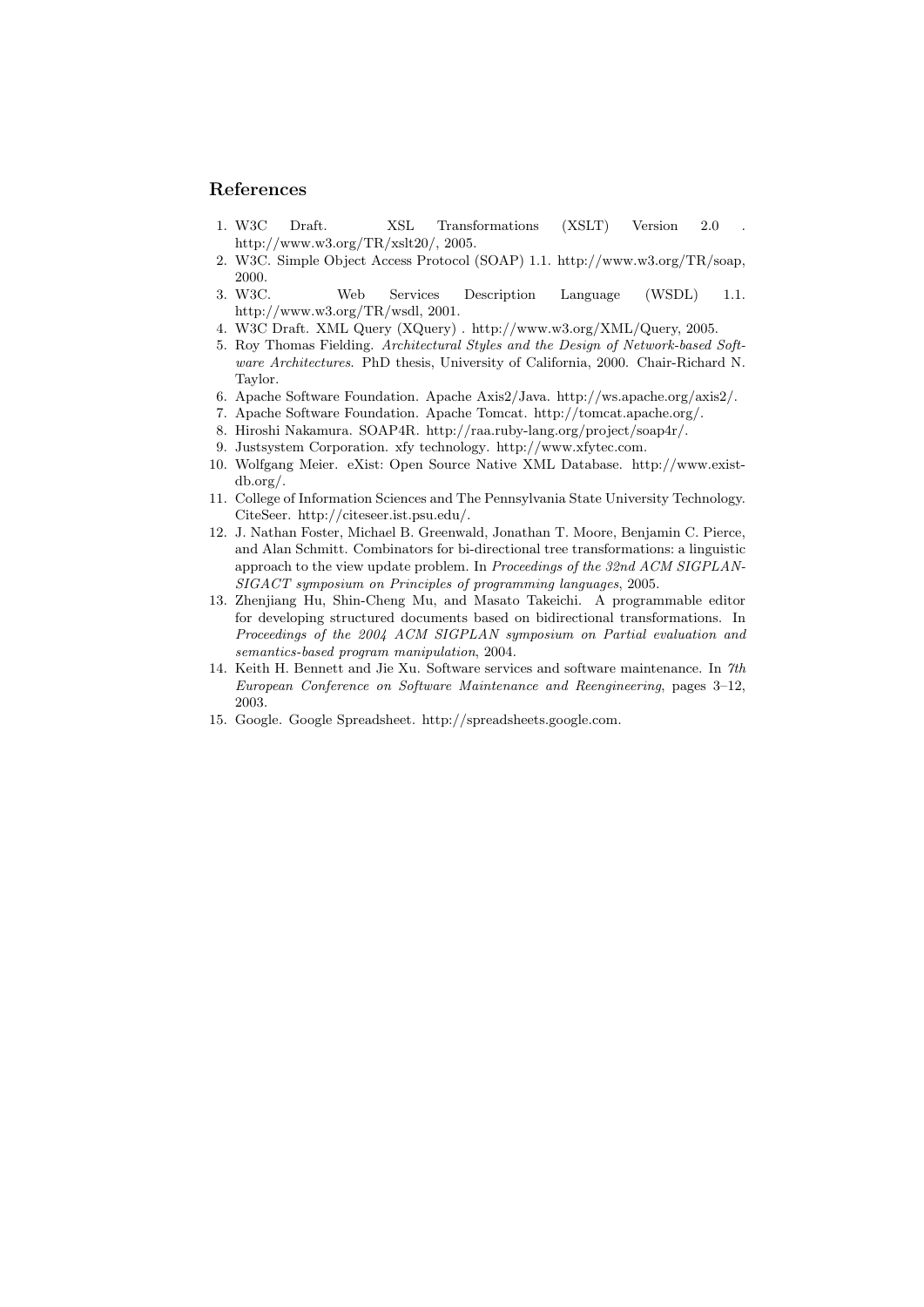## References

1. W3C Draft. XSL Transformations (XSLT) Version 2.0 . http://www.w3.org/TR/xslt20/, 2005.
2. W3C. Simple Object Access Protocol (SOAP) 1.1. http://www.w3.org/TR/soap, 2000.
3. W3C. Web Services Description Language (WSDL) 1.1. http://www.w3.org/TR/wsdl, 2001.
4. W3C Draft. XML Query (XQuery) . http://www.w3.org/XML/Query, 2005.
5. Roy Thomas Fielding. *Architectural Styles and the Design of Network-based Software Architectures*. PhD thesis, University of California, 2000. Chair-Richard N. Taylor.
6. Apache Software Foundation. Apache Axis2/Java. http://ws.apache.org/axis2/.
7. Apache Software Foundation. Apache Tomcat. http://tomcat.apache.org/.
8. Hiroshi Nakamura. SOAP4R. http://raa.ruby-lang.org/project/soap4r/.
9. Justsystem Corporation. xfy technology. http://www.xfytec.com.
10. Wolfgang Meier. eXist: Open Source Native XML Database. http://www.exist-db.org/.
11. College of Information Sciences and The Pennsylvania State University Technology. CiteSeer. http://citeseer.ist.psu.edu/.
12. J. Nathan Foster, Michael B. Greenwald, Jonathan T. Moore, Benjamin C. Pierce, and Alan Schmitt. Combinators for bi-directional tree transformations: a linguistic approach to the view update problem. In *Proceedings of the 32nd ACM SIGPLAN-SIGACT symposium on Principles of programming languages*, 2005.
13. Zhenjiang Hu, Shin-Cheng Mu, and Masato Takeichi. A programmable editor for developing structured documents based on bidirectional transformations. In *Proceedings of the 2004 ACM SIGPLAN symposium on Partial evaluation and semantics-based program manipulation*, 2004.
14. Keith H. Bennett and Jie Xu. Software services and software maintenance. In *7th European Conference on Software Maintenance and Reengineering*, pages 3–12, 2003.
15. Google. Google Spreadsheet. http://spreadsheets.google.com.